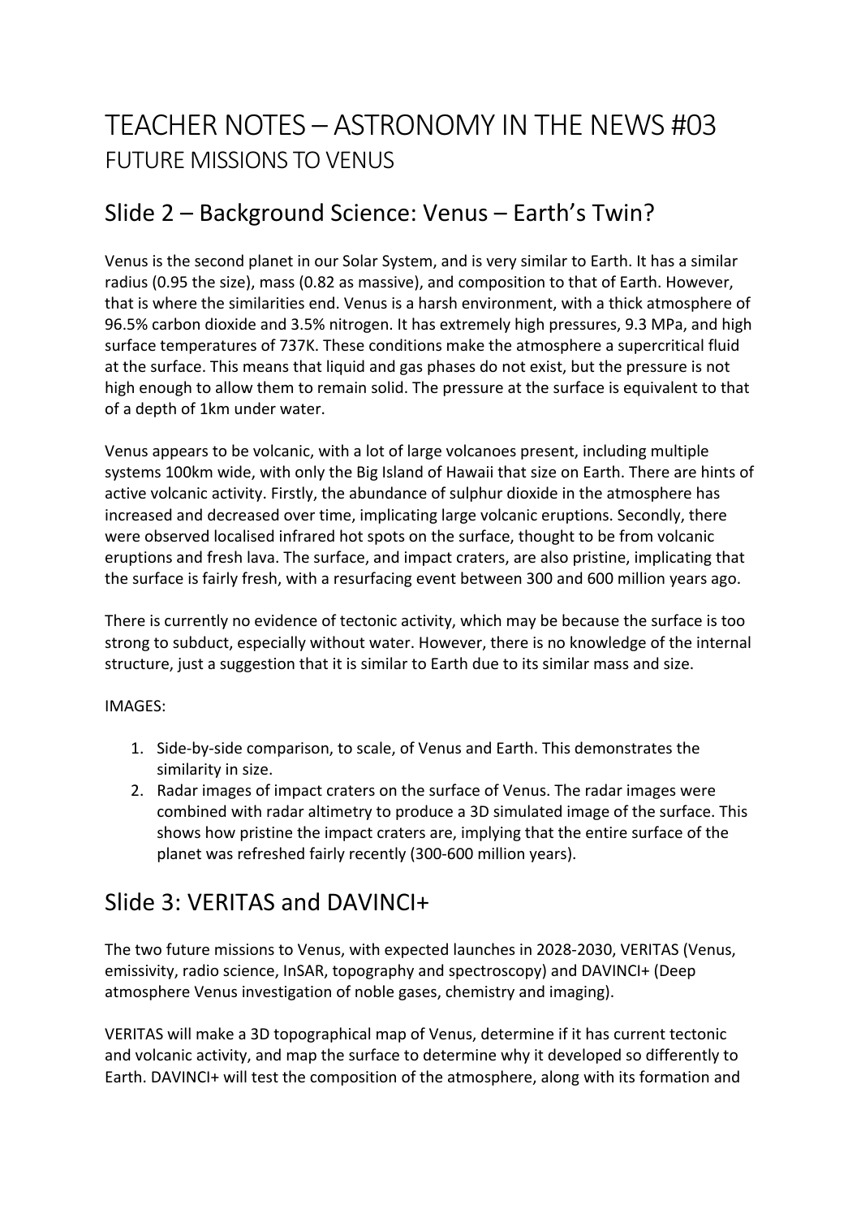# TEACHER NOTES – ASTRONOMY IN THE NEWS #03
## FUTURE MISSIONS TO VENUS

## Slide 2 – Background Science: Venus – Earth's Twin?

Venus is the second planet in our Solar System, and is very similar to Earth. It has a similar radius (0.95 the size), mass (0.82 as massive), and composition to that of Earth. However, that is where the similarities end. Venus is a harsh environment, with a thick atmosphere of 96.5% carbon dioxide and 3.5% nitrogen. It has extremely high pressures, 9.3 MPa, and high surface temperatures of 737K. These conditions make the atmosphere a supercritical fluid at the surface. This means that liquid and gas phases do not exist, but the pressure is not high enough to allow them to remain solid. The pressure at the surface is equivalent to that of a depth of 1km under water.

Venus appears to be volcanic, with a lot of large volcanoes present, including multiple systems 100km wide, with only the Big Island of Hawaii that size on Earth. There are hints of active volcanic activity. Firstly, the abundance of sulphur dioxide in the atmosphere has increased and decreased over time, implicating large volcanic eruptions. Secondly, there were observed localised infrared hot spots on the surface, thought to be from volcanic eruptions and fresh lava. The surface, and impact craters, are also pristine, implicating that the surface is fairly fresh, with a resurfacing event between 300 and 600 million years ago.

There is currently no evidence of tectonic activity, which may be because the surface is too strong to subduct, especially without water. However, there is no knowledge of the internal structure, just a suggestion that it is similar to Earth due to its similar mass and size.

IMAGES:

1. Side-by-side comparison, to scale, of Venus and Earth. This demonstrates the similarity in size.
2. Radar images of impact craters on the surface of Venus. The radar images were combined with radar altimetry to produce a 3D simulated image of the surface. This shows how pristine the impact craters are, implying that the entire surface of the planet was refreshed fairly recently (300-600 million years).

## Slide 3: VERITAS and DAVINCI+

The two future missions to Venus, with expected launches in 2028-2030, VERITAS (Venus, emissivity, radio science, InSAR, topography and spectroscopy) and DAVINCI+ (Deep atmosphere Venus investigation of noble gases, chemistry and imaging).

VERITAS will make a 3D topographical map of Venus, determine if it has current tectonic and volcanic activity, and map the surface to determine why it developed so differently to Earth. DAVINCI+ will test the composition of the atmosphere, along with its formation and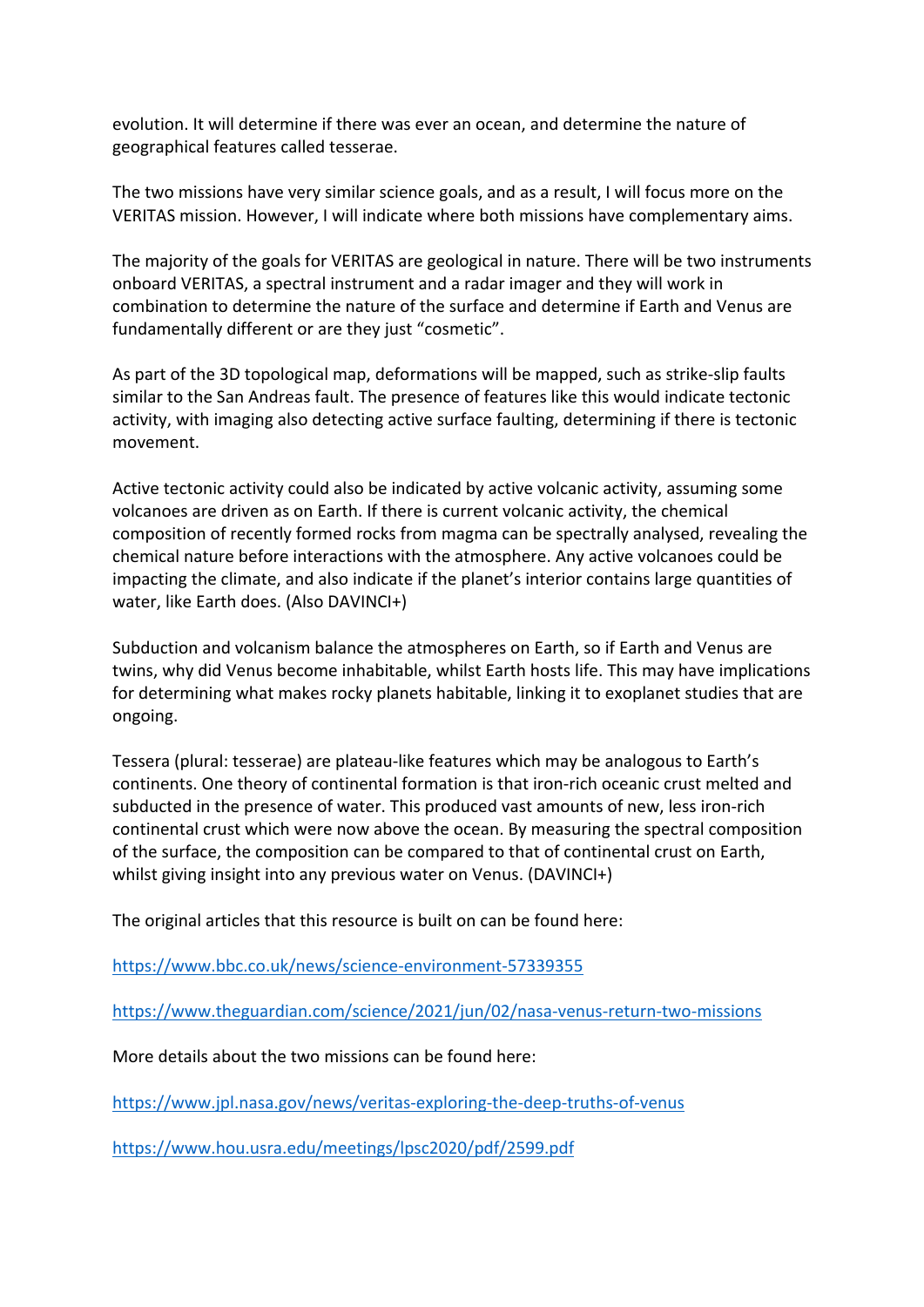evolution. It will determine if there was ever an ocean, and determine the nature of geographical features called tesserae.

The two missions have very similar science goals, and as a result, I will focus more on the VERITAS mission. However, I will indicate where both missions have complementary aims.

The majority of the goals for VERITAS are geological in nature. There will be two instruments onboard VERITAS, a spectral instrument and a radar imager and they will work in combination to determine the nature of the surface and determine if Earth and Venus are fundamentally different or are they just "cosmetic".

As part of the 3D topological map, deformations will be mapped, such as strike-slip faults similar to the San Andreas fault. The presence of features like this would indicate tectonic activity, with imaging also detecting active surface faulting, determining if there is tectonic movement.

Active tectonic activity could also be indicated by active volcanic activity, assuming some volcanoes are driven as on Earth. If there is current volcanic activity, the chemical composition of recently formed rocks from magma can be spectrally analysed, revealing the chemical nature before interactions with the atmosphere. Any active volcanoes could be impacting the climate, and also indicate if the planet's interior contains large quantities of water, like Earth does. (Also DAVINCI+)

Subduction and volcanism balance the atmospheres on Earth, so if Earth and Venus are twins, why did Venus become inhabitable, whilst Earth hosts life. This may have implications for determining what makes rocky planets habitable, linking it to exoplanet studies that are ongoing.

Tessera (plural: tesserae) are plateau-like features which may be analogous to Earth's continents. One theory of continental formation is that iron-rich oceanic crust melted and subducted in the presence of water. This produced vast amounts of new, less iron-rich continental crust which were now above the ocean. By measuring the spectral composition of the surface, the composition can be compared to that of continental crust on Earth, whilst giving insight into any previous water on Venus. (DAVINCI+)

The original articles that this resource is built on can be found here:

https://www.bbc.co.uk/news/science-environment-57339355

https://www.theguardian.com/science/2021/jun/02/nasa-venus-return-two-missions

More details about the two missions can be found here:

https://www.jpl.nasa.gov/news/veritas-exploring-the-deep-truths-of-venus

https://www.hou.usra.edu/meetings/lpsc2020/pdf/2599.pdf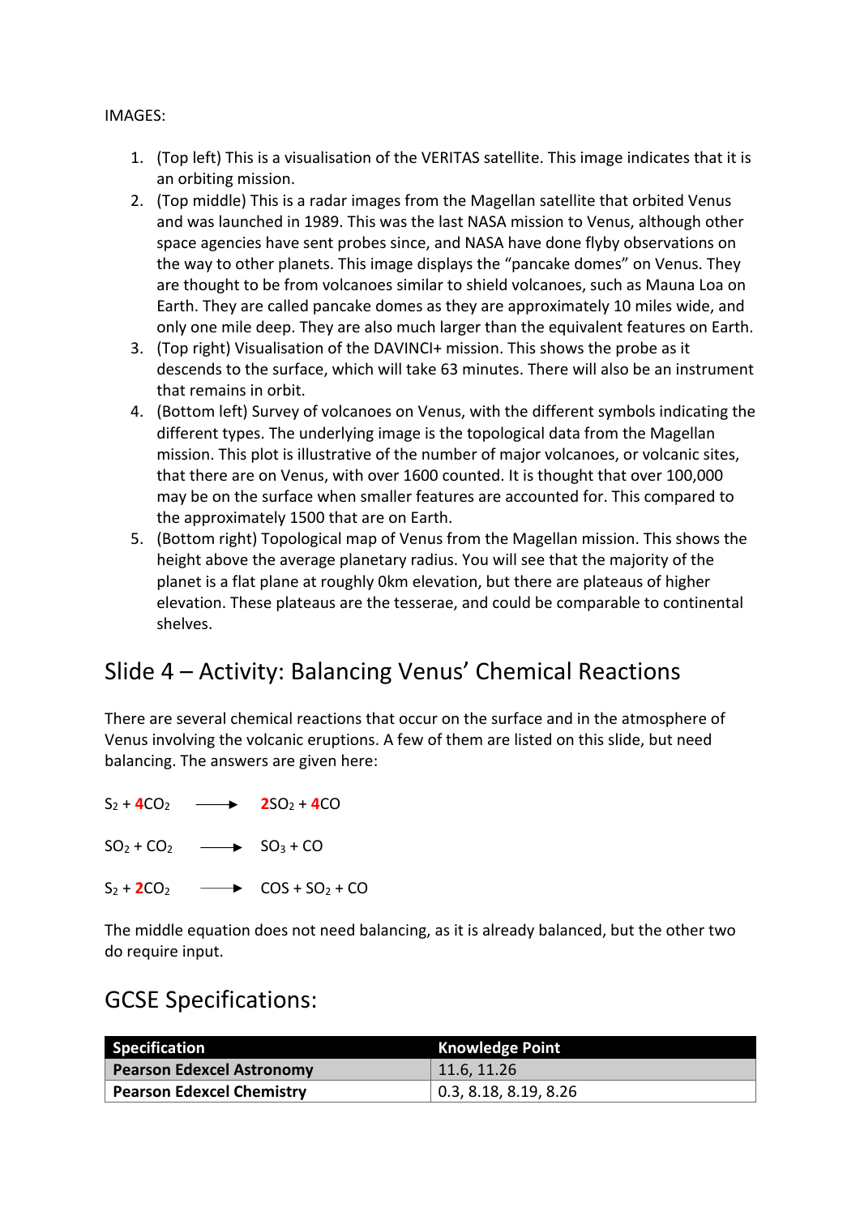IMAGES:

1. (Top left) This is a visualisation of the VERITAS satellite. This image indicates that it is an orbiting mission.
2. (Top middle) This is a radar images from the Magellan satellite that orbited Venus and was launched in 1989. This was the last NASA mission to Venus, although other space agencies have sent probes since, and NASA have done flyby observations on the way to other planets. This image displays the "pancake domes" on Venus. They are thought to be from volcanoes similar to shield volcanoes, such as Mauna Loa on Earth. They are called pancake domes as they are approximately 10 miles wide, and only one mile deep. They are also much larger than the equivalent features on Earth.
3. (Top right) Visualisation of the DAVINCI+ mission. This shows the probe as it descends to the surface, which will take 63 minutes. There will also be an instrument that remains in orbit.
4. (Bottom left) Survey of volcanoes on Venus, with the different symbols indicating the different types. The underlying image is the topological data from the Magellan mission. This plot is illustrative of the number of major volcanoes, or volcanic sites, that there are on Venus, with over 1600 counted. It is thought that over 100,000 may be on the surface when smaller features are accounted for. This compared to the approximately 1500 that are on Earth.
5. (Bottom right) Topological map of Venus from the Magellan mission. This shows the height above the average planetary radius. You will see that the majority of the planet is a flat plane at roughly 0km elevation, but there are plateaus of higher elevation. These plateaus are the tesserae, and could be comparable to continental shelves.

## Slide 4 – Activity: Balancing Venus' Chemical Reactions

There are several chemical reactions that occur on the surface and in the atmosphere of Venus involving the volcanic eruptions. A few of them are listed on this slide, but need balancing. The answers are given here:

$$S_2 + \mathbf{4}CO_2 \longrightarrow \mathbf{2}SO_2 + \mathbf{4}CO$$

$$SO_2 + CO_2 \longrightarrow SO_3 + CO$$

$$S_2 + \mathbf{2}CO_2 \longrightarrow COS + SO_2 + CO$$

The middle equation does not need balancing, as it is already balanced, but the other two do require input.

## GCSE Specifications:

| Specification | Knowledge Point |
|---|---|
| **Pearson Edexcel Astronomy** | 11.6, 11.26 |
| **Pearson Edexcel Chemistry** | 0.3, 8.18, 8.19, 8.26 |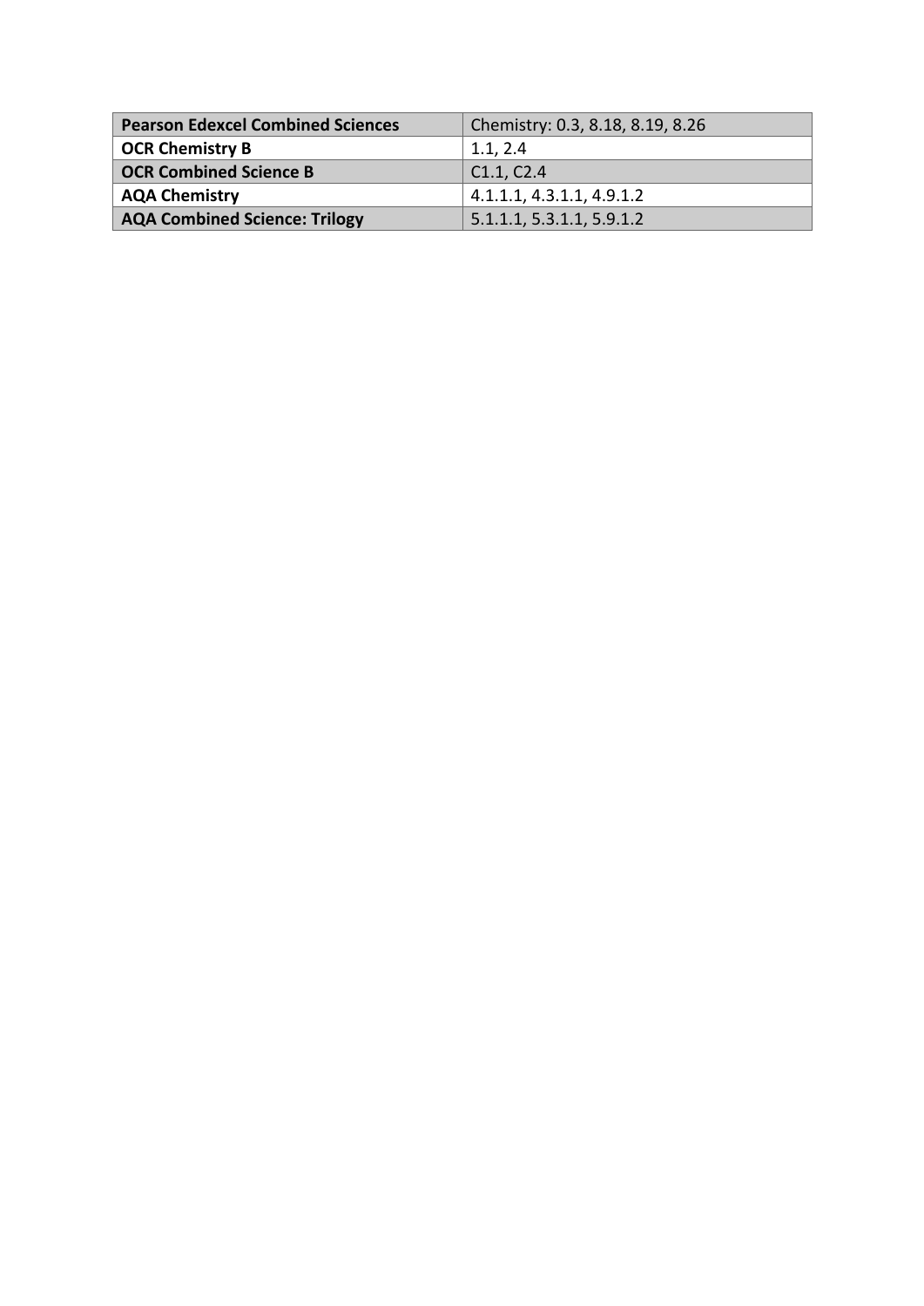| | |
|---|---|
| **Pearson Edexcel Combined Sciences** | Chemistry: 0.3, 8.18, 8.19, 8.26 |
| **OCR Chemistry B** | 1.1, 2.4 |
| **OCR Combined Science B** | C1.1, C2.4 |
| **AQA Chemistry** | 4.1.1.1, 4.3.1.1, 4.9.1.2 |
| **AQA Combined Science: Trilogy** | 5.1.1.1, 5.3.1.1, 5.9.1.2 |